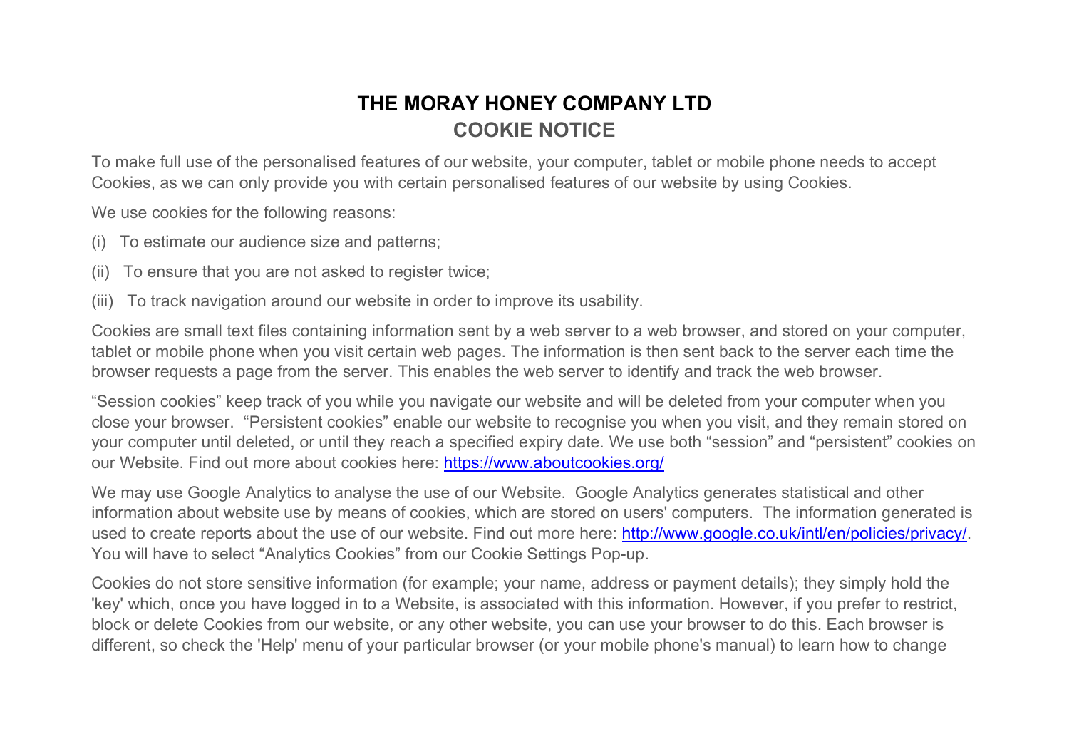# THE MORAY HONEY COMPANY LTD

## COOKIE NOTICE

To make full use of the personalised features of our website, your computer, tablet or mobile phone needs to accept Cookies, as we can only provide you with certain personalised features of our website by using Cookies.

We use cookies for the following reasons:

(i) To estimate our audience size and patterns;

(ii) To ensure that you are not asked to register twice;

(iii) To track navigation around our website in order to improve its usability.

Cookies are small text files containing information sent by a web server to a web browser, and stored on your computer, tablet or mobile phone when you visit certain web pages. The information is then sent back to the server each time the browser requests a page from the server. This enables the web server to identify and track the web browser.

"Session cookies" keep track of you while you navigate our website and will be deleted from your computer when you close your browser. "Persistent cookies" enable our website to recognise you when you visit, and they remain stored on your computer until deleted, or until they reach a specified expiry date. We use both "session" and "persistent" cookies on our Website. Find out more about cookies here: [https://www.aboutcookies.org/](https://www.aboutcookies.org/)

We may use Google Analytics to analyse the use of our Website. Google Analytics generates statistical and other information about website use by means of cookies, which are stored on users' computers. The information generated is used to create reports about the use of our website. Find out more here: [http://www.google.co.uk/intl/en/policies/privacy/](http://www.google.co.uk/intl/en/policies/privacy/). You will have to select "Analytics Cookies" from our Cookie Settings Pop-up.

Cookies do not store sensitive information (for example; your name, address or payment details); they simply hold the 'key' which, once you have logged in to a Website, is associated with this information. However, if you prefer to restrict, block or delete Cookies from our website, or any other website, you can use your browser to do this. Each browser is different, so check the 'Help' menu of your particular browser (or your mobile phone's manual) to learn how to change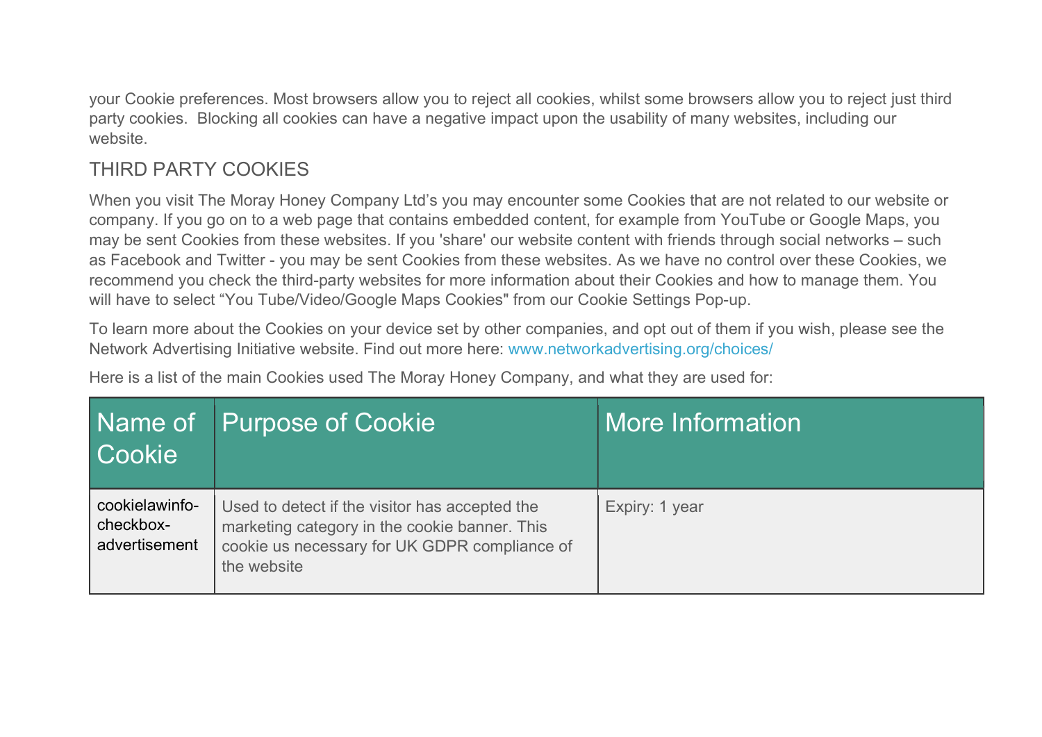your Cookie preferences. Most browsers allow you to reject all cookies, whilst some browsers allow you to reject just third party cookies. Blocking all cookies can have a negative impact upon the usability of many websites, including our website.

## THIRD PARTY COOKIES

When you visit The Moray Honey Company Ltd's you may encounter some Cookies that are not related to our website or company. If you go on to a web page that contains embedded content, for example from YouTube or Google Maps, you may be sent Cookies from these websites. If you 'share' our website content with friends through social networks – such as Facebook and Twitter - you may be sent Cookies from these websites. As we have no control over these Cookies, we recommend you check the third-party websites for more information about their Cookies and how to manage them. You will have to select "You Tube/Video/Google Maps Cookies" from our Cookie Settings Pop-up.

To learn more about the Cookies on your device set by other companies, and opt out of them if you wish, please see the Network Advertising Initiative website. Find out more here: www.networkadvertising.org/choices/

Here is a list of the main Cookies used The Moray Honey Company, and what they are used for:

| Name of Cookie | Purpose of Cookie | More Information |
|---|---|---|
| cookielawinfo-checkbox-advertisement | Used to detect if the visitor has accepted the marketing category in the cookie banner. This cookie us necessary for UK GDPR compliance of the website | Expiry: 1 year |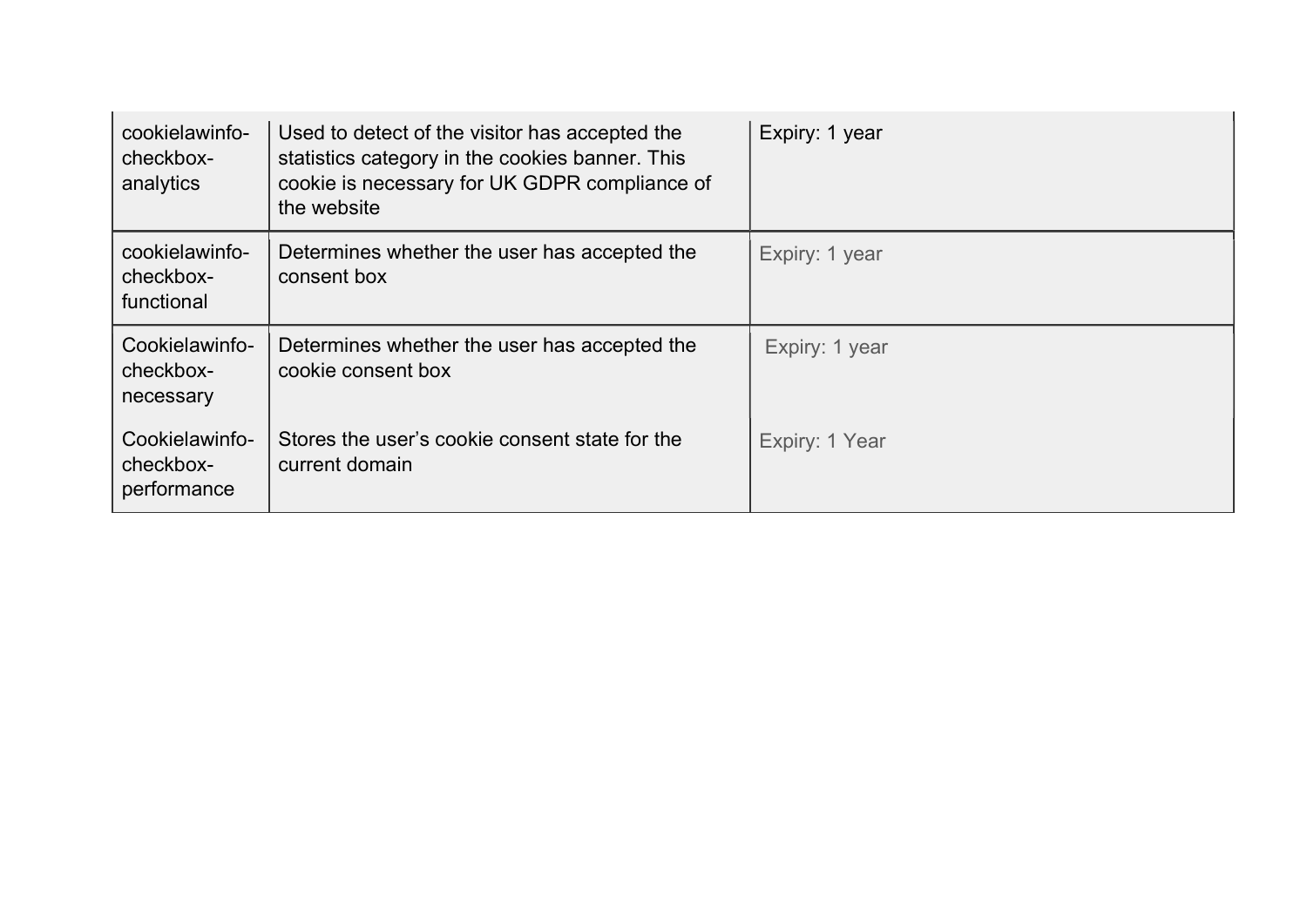| | | |
|---|---|---|
| cookielawinfo-checkbox-analytics | Used to detect of the visitor has accepted the statistics category in the cookies banner. This cookie is necessary for UK GDPR compliance of the website | Expiry: 1 year |
| cookielawinfo-checkbox-functional | Determines whether the user has accepted the consent box | Expiry: 1 year |
| Cookielawinfo-checkbox-necessary | Determines whether the user has accepted the cookie consent box | Expiry: 1 year |
| Cookielawinfo-checkbox-performance | Stores the user's cookie consent state for the current domain | Expiry: 1 Year |